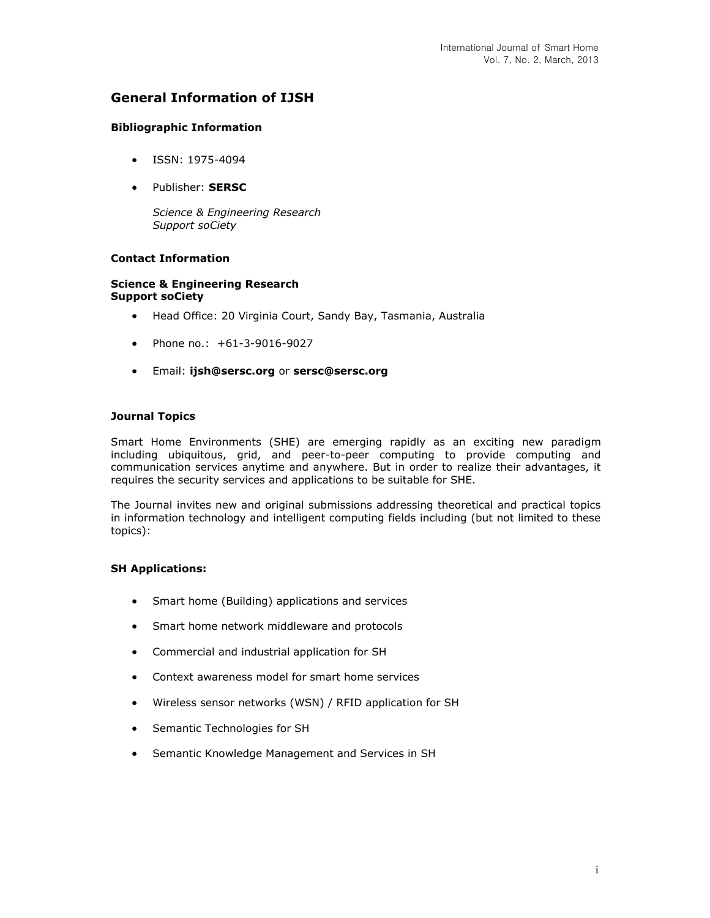## General Information of IJSH

### Bibliographic Information

- ISSN: 1975-4094
- Publisher: **SERSC**

  *Science & Engineering Research Support soCiety*

### Contact Information

**Science & Engineering Research Support soCiety**

- Head Office: 20 Virginia Court, Sandy Bay, Tasmania, Australia
- Phone no.: +61-3-9016-9027
- Email: **ijsh@sersc.org** or **sersc@sersc.org**

### Journal Topics

Smart Home Environments (SHE) are emerging rapidly as an exciting new paradigm including ubiquitous, grid, and peer-to-peer computing to provide computing and communication services anytime and anywhere. But in order to realize their advantages, it requires the security services and applications to be suitable for SHE.

The Journal invites new and original submissions addressing theoretical and practical topics in information technology and intelligent computing fields including (but not limited to these topics):

### SH Applications:

- Smart home (Building) applications and services
- Smart home network middleware and protocols
- Commercial and industrial application for SH
- Context awareness model for smart home services
- Wireless sensor networks (WSN) / RFID application for SH
- Semantic Technologies for SH
- Semantic Knowledge Management and Services in SH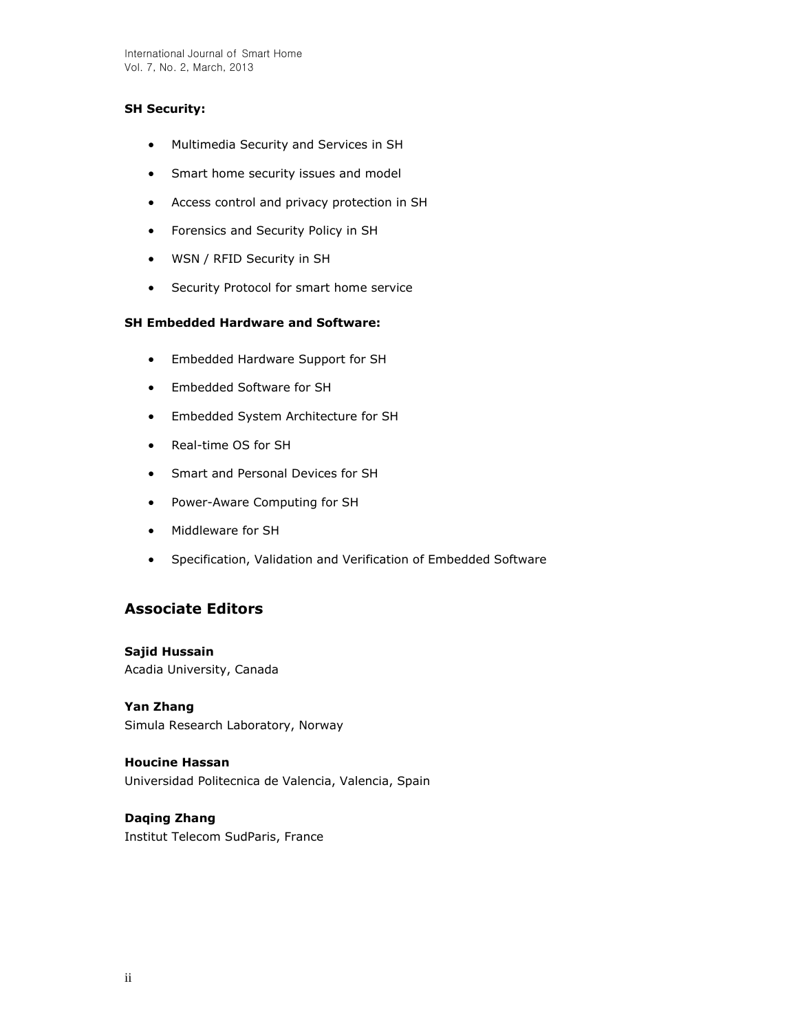**SH Security:**

- Multimedia Security and Services in SH
- Smart home security issues and model
- Access control and privacy protection in SH
- Forensics and Security Policy in SH
- WSN / RFID Security in SH
- Security Protocol for smart home service

**SH Embedded Hardware and Software:**

- Embedded Hardware Support for SH
- Embedded Software for SH
- Embedded System Architecture for SH
- Real-time OS for SH
- Smart and Personal Devices for SH
- Power-Aware Computing for SH
- Middleware for SH
- Specification, Validation and Verification of Embedded Software

## Associate Editors

**Sajid Hussain**
Acadia University, Canada

**Yan Zhang**
Simula Research Laboratory, Norway

**Houcine Hassan**
Universidad Politecnica de Valencia, Valencia, Spain

**Daqing Zhang**
Institut Telecom SudParis, France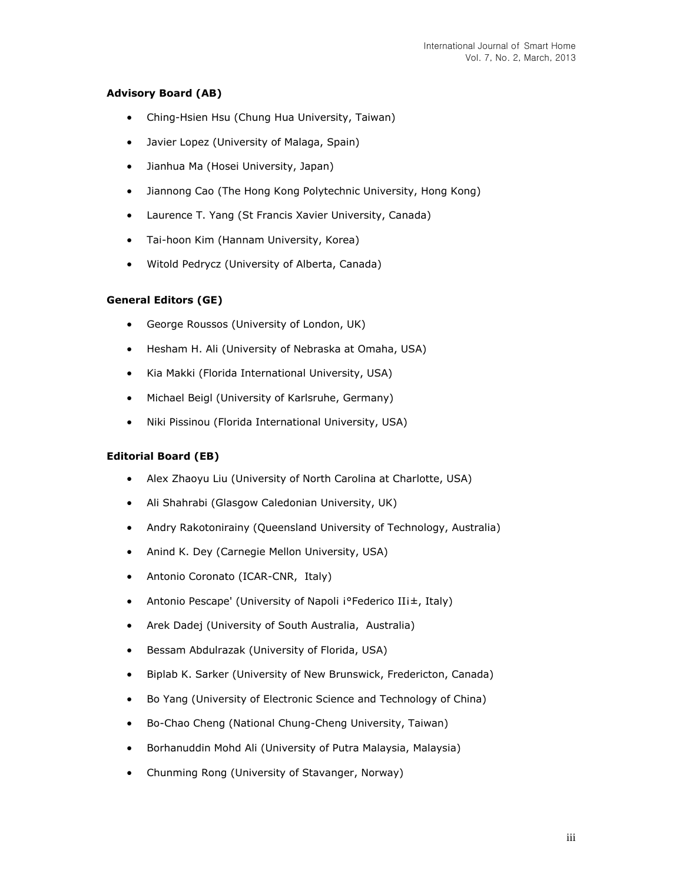**Advisory Board (AB)**

- Ching-Hsien Hsu (Chung Hua University, Taiwan)
- Javier Lopez (University of Malaga, Spain)
- Jianhua Ma (Hosei University, Japan)
- Jiannong Cao (The Hong Kong Polytechnic University, Hong Kong)
- Laurence T. Yang (St Francis Xavier University, Canada)
- Tai-hoon Kim (Hannam University, Korea)
- Witold Pedrycz (University of Alberta, Canada)

**General Editors (GE)**

- George Roussos (University of London, UK)
- Hesham H. Ali (University of Nebraska at Omaha, USA)
- Kia Makki (Florida International University, USA)
- Michael Beigl (University of Karlsruhe, Germany)
- Niki Pissinou (Florida International University, USA)

**Editorial Board (EB)**

- Alex Zhaoyu Liu (University of North Carolina at Charlotte, USA)
- Ali Shahrabi (Glasgow Caledonian University, UK)
- Andry Rakotonirainy (Queensland University of Technology, Australia)
- Anind K. Dey (Carnegie Mellon University, USA)
- Antonio Coronato (ICAR-CNR, Italy)
- Antonio Pescape' (University of Napoli i°Federico IIi±, Italy)
- Arek Dadej (University of South Australia, Australia)
- Bessam Abdulrazak (University of Florida, USA)
- Biplab K. Sarker (University of New Brunswick, Fredericton, Canada)
- Bo Yang (University of Electronic Science and Technology of China)
- Bo-Chao Cheng (National Chung-Cheng University, Taiwan)
- Borhanuddin Mohd Ali (University of Putra Malaysia, Malaysia)
- Chunming Rong (University of Stavanger, Norway)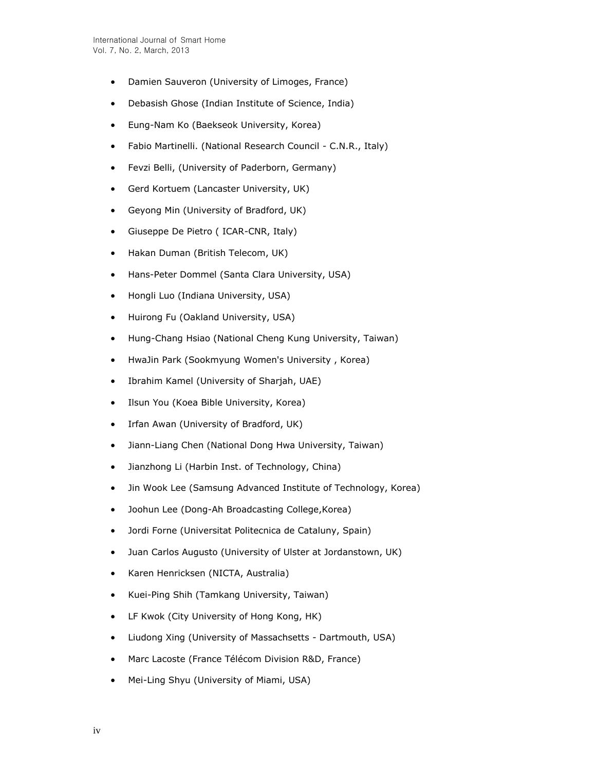- Damien Sauveron (University of Limoges, France)
- Debasish Ghose (Indian Institute of Science, India)
- Eung-Nam Ko (Baekseok University, Korea)
- Fabio Martinelli. (National Research Council - C.N.R., Italy)
- Fevzi Belli, (University of Paderborn, Germany)
- Gerd Kortuem (Lancaster University, UK)
- Geyong Min (University of Bradford, UK)
- Giuseppe De Pietro ( ICAR-CNR, Italy)
- Hakan Duman (British Telecom, UK)
- Hans-Peter Dommel (Santa Clara University, USA)
- Hongli Luo (Indiana University, USA)
- Huirong Fu (Oakland University, USA)
- Hung-Chang Hsiao (National Cheng Kung University, Taiwan)
- HwaJin Park (Sookmyung Women's University , Korea)
- Ibrahim Kamel (University of Sharjah, UAE)
- Ilsun You (Koea Bible University, Korea)
- Irfan Awan (University of Bradford, UK)
- Jiann-Liang Chen (National Dong Hwa University, Taiwan)
- Jianzhong Li (Harbin Inst. of Technology, China)
- Jin Wook Lee (Samsung Advanced Institute of Technology, Korea)
- Joohun Lee (Dong-Ah Broadcasting College,Korea)
- Jordi Forne (Universitat Politecnica de Cataluny, Spain)
- Juan Carlos Augusto (University of Ulster at Jordanstown, UK)
- Karen Henricksen (NICTA, Australia)
- Kuei-Ping Shih (Tamkang University, Taiwan)
- LF Kwok (City University of Hong Kong, HK)
- Liudong Xing (University of Massachsetts - Dartmouth, USA)
- Marc Lacoste (France Télécom Division R&D, France)
- Mei-Ling Shyu (University of Miami, USA)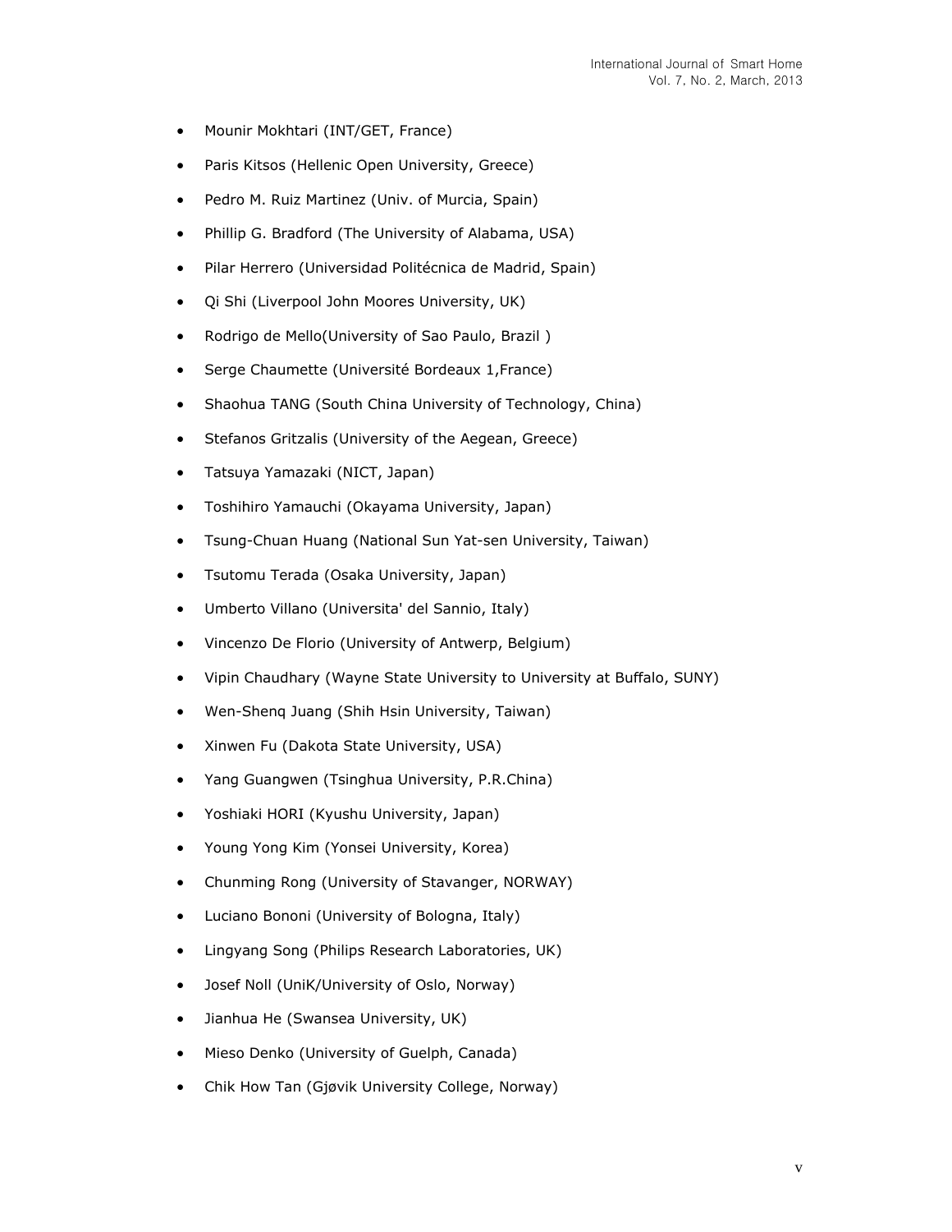- Mounir Mokhtari (INT/GET, France)
- Paris Kitsos (Hellenic Open University, Greece)
- Pedro M. Ruiz Martinez (Univ. of Murcia, Spain)
- Phillip G. Bradford (The University of Alabama, USA)
- Pilar Herrero (Universidad Politécnica de Madrid, Spain)
- Qi Shi (Liverpool John Moores University, UK)
- Rodrigo de Mello(University of Sao Paulo, Brazil )
- Serge Chaumette (Université Bordeaux 1,France)
- Shaohua TANG (South China University of Technology, China)
- Stefanos Gritzalis (University of the Aegean, Greece)
- Tatsuya Yamazaki (NICT, Japan)
- Toshihiro Yamauchi (Okayama University, Japan)
- Tsung-Chuan Huang (National Sun Yat-sen University, Taiwan)
- Tsutomu Terada (Osaka University, Japan)
- Umberto Villano (Universita' del Sannio, Italy)
- Vincenzo De Florio (University of Antwerp, Belgium)
- Vipin Chaudhary (Wayne State University to University at Buffalo, SUNY)
- Wen-Shenq Juang (Shih Hsin University, Taiwan)
- Xinwen Fu (Dakota State University, USA)
- Yang Guangwen (Tsinghua University, P.R.China)
- Yoshiaki HORI (Kyushu University, Japan)
- Young Yong Kim (Yonsei University, Korea)
- Chunming Rong (University of Stavanger, NORWAY)
- Luciano Bononi (University of Bologna, Italy)
- Lingyang Song (Philips Research Laboratories, UK)
- Josef Noll (UniK/University of Oslo, Norway)
- Jianhua He (Swansea University, UK)
- Mieso Denko (University of Guelph, Canada)
- Chik How Tan (Gjøvik University College, Norway)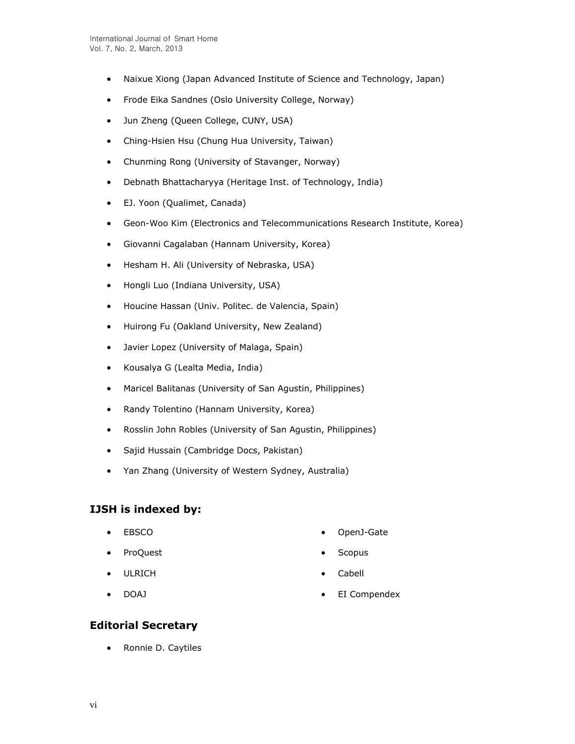- Naixue Xiong (Japan Advanced Institute of Science and Technology, Japan)
- Frode Eika Sandnes (Oslo University College, Norway)
- Jun Zheng (Queen College, CUNY, USA)
- Ching-Hsien Hsu (Chung Hua University, Taiwan)
- Chunming Rong (University of Stavanger, Norway)
- Debnath Bhattacharyya (Heritage Inst. of Technology, India)
- EJ. Yoon (Qualimet, Canada)
- Geon-Woo Kim (Electronics and Telecommunications Research Institute, Korea)
- Giovanni Cagalaban (Hannam University, Korea)
- Hesham H. Ali (University of Nebraska, USA)
- Hongli Luo (Indiana University, USA)
- Houcine Hassan (Univ. Politec. de Valencia, Spain)
- Huirong Fu (Oakland University, New Zealand)
- Javier Lopez (University of Malaga, Spain)
- Kousalya G (Lealta Media, India)
- Maricel Balitanas (University of San Agustin, Philippines)
- Randy Tolentino (Hannam University, Korea)
- Rosslin John Robles (University of San Agustin, Philippines)
- Sajid Hussain (Cambridge Docs, Pakistan)
- Yan Zhang (University of Western Sydney, Australia)

## IJSH is indexed by:

- EBSCO
- ProQuest
- ULRICH
- DOAJ
- OpenJ-Gate
- Scopus
- Cabell
- EI Compendex

## Editorial Secretary

- Ronnie D. Caytiles